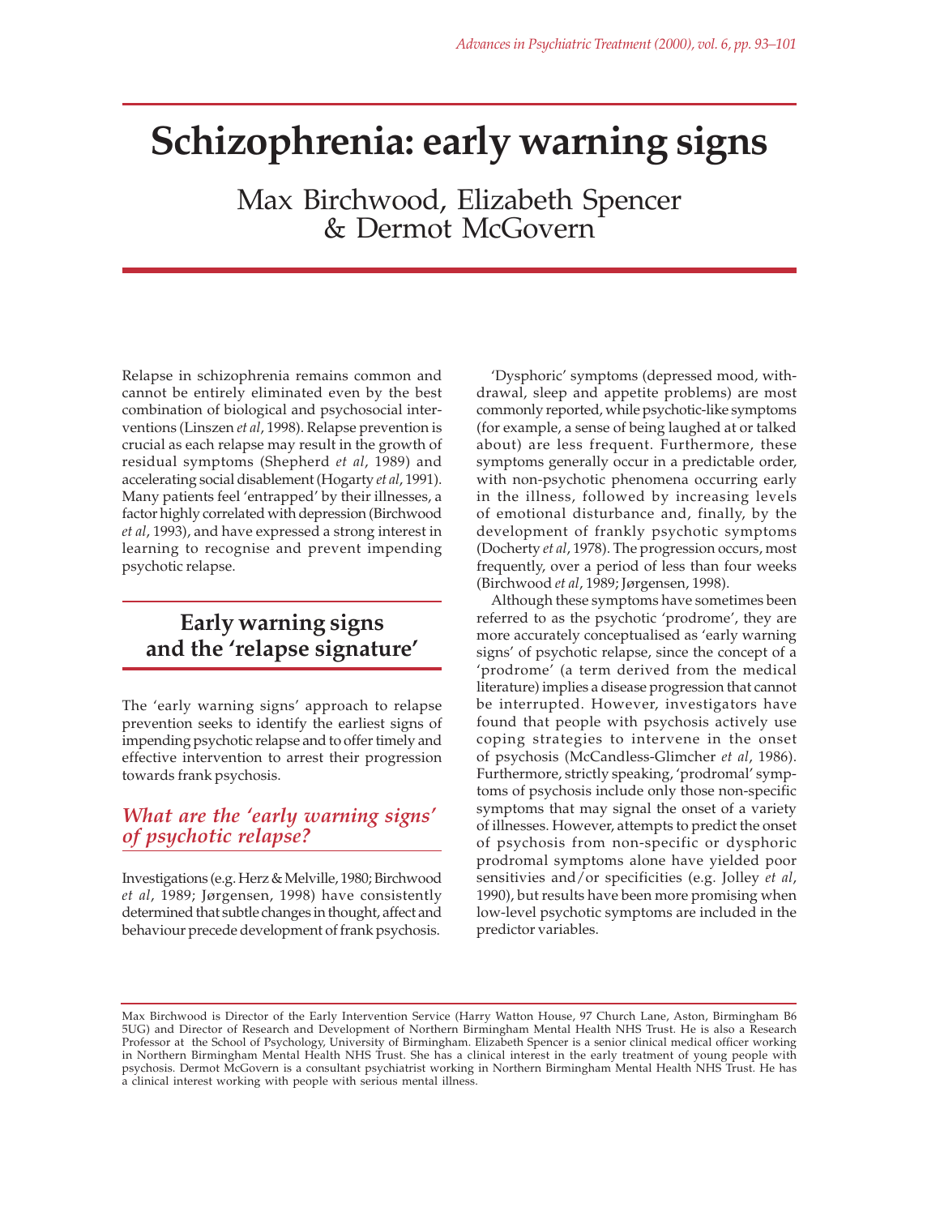# Schizophrenia: early warning signs

Max Birchwood, Elizabeth Spencer & Dermot McGovern

Relapse in schizophrenia remains common and cannot be entirely eliminated even by the best combination of biological and psychosocial interventions (Linszen *et al*, 1998). Relapse prevention is crucial as each relapse may result in the growth of residual symptoms (Shepherd *et al*, 1989) and accelerating social disablement (Hogarty *et al*, 1991). Many patients feel 'entrapped' by their illnesses, a factor highly correlated with depression (Birchwood *et al*, 1993), and have expressed a strong interest in learning to recognise and prevent impending psychotic relapse.

## Early warning signs and the 'relapse signature'

The 'early warning signs' approach to relapse prevention seeks to identify the earliest signs of impending psychotic relapse and to offer timely and effective intervention to arrest their progression towards frank psychosis.

### *What are the 'early warning signs' of psychotic relapse?*

Investigations (e.g. Herz & Melville, 1980; Birchwood *et al*, 1989; Jørgensen, 1998) have consistently determined that subtle changes in thought, affect and behaviour precede development of frank psychosis.

'Dysphoric' symptoms (depressed mood, withdrawal, sleep and appetite problems) are most commonly reported, while psychotic-like symptoms (for example, a sense of being laughed at or talked about) are less frequent. Furthermore, these symptoms generally occur in a predictable order, with non-psychotic phenomena occurring early in the illness, followed by increasing levels of emotional disturbance and, finally, by the development of frankly psychotic symptoms (Docherty *et al*, 1978). The progression occurs, most frequently, over a period of less than four weeks (Birchwood *et al*, 1989; Jørgensen, 1998).

Although these symptoms have sometimes been referred to as the psychotic 'prodrome', they are more accurately conceptualised as 'early warning signs' of psychotic relapse, since the concept of a 'prodrome' (a term derived from the medical literature) implies a disease progression that cannot be interrupted. However, investigators have found that people with psychosis actively use coping strategies to intervene in the onset of psychosis (McCandless-Glimcher *et al*, 1986). Furthermore, strictly speaking, 'prodromal' symptoms of psychosis include only those non-specific symptoms that may signal the onset of a variety of illnesses. However, attempts to predict the onset of psychosis from non-specific or dysphoric prodromal symptoms alone have yielded poor sensitivities and/or specificities (e.g. Jolley *et al*, 1990), but results have been more promising when low-level psychotic symptoms are included in the predictor variables.

Max Birchwood is Director of the Early Intervention Service (Harry Watton House, 97 Church Lane, Aston, Birmingham B6 5UG) and Director of Research and Development of Northern Birmingham Mental Health NHS Trust. He is also a Research Professor at the School of Psychology, University of Birmingham. Elizabeth Spencer is a senior clinical medical officer working in Northern Birmingham Mental Health NHS Trust. She has a clinical interest in the early treatment of young people with psychosis. Dermot McGovern is a consultant psychiatrist working in Northern Birmingham Mental Health NHS Trust. He has a clinical interest working with people with serious mental illness.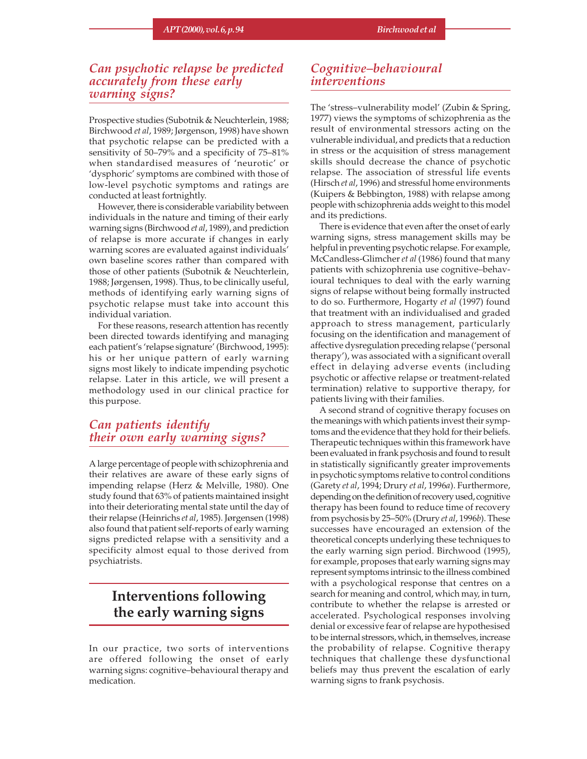## *Can psychotic relapse be predicted accurately from these early warning signs?*

Prospective studies (Subotnik & Neuchterlein, 1988; Birchwood *et al*, 1989; Jørgenson, 1998) have shown that psychotic relapse can be predicted with a sensitivity of 50–79% and a specificity of 75–81% when standardised measures of 'neurotic' or 'dysphoric' symptoms are combined with those of low-level psychotic symptoms and ratings are conducted at least fortnightly.

However, there is considerable variability between individuals in the nature and timing of their early warning signs (Birchwood *et al*, 1989), and prediction of relapse is more accurate if changes in early warning scores are evaluated against individuals' own baseline scores rather than compared with those of other patients (Subotnik & Neuchterlein, 1988; Jørgensen, 1998). Thus, to be clinically useful, methods of identifying early warning signs of psychotic relapse must take into account this individual variation.

For these reasons, research attention has recently been directed towards identifying and managing each patient's 'relapse signature' (Birchwood, 1995): his or her unique pattern of early warning signs most likely to indicate impending psychotic relapse. Later in this article, we will present a methodology used in our clinical practice for this purpose.

## *Can patients identify their own early warning signs?*

A large percentage of people with schizophrenia and their relatives are aware of these early signs of impending relapse (Herz & Melville, 1980). One study found that 63% of patients maintained insight into their deteriorating mental state until the day of their relapse (Heinrichs *et al*, 1985). Jørgensen (1998) also found that patient self-reports of early warning signs predicted relapse with a sensitivity and a specificity almost equal to those derived from psychiatrists.

# Interventions following the early warning signs

In our practice, two sorts of interventions are offered following the onset of early warning signs: cognitive–behavioural therapy and medication.

## *Cognitive–behavioural interventions*

The 'stress–vulnerability model' (Zubin & Spring, 1977) views the symptoms of schizophrenia as the result of environmental stressors acting on the vulnerable individual, and predicts that a reduction in stress or the acquisition of stress management skills should decrease the chance of psychotic relapse. The association of stressful life events (Hirsch *et al*, 1996) and stressful home environments (Kuipers & Bebbington, 1988) with relapse among people with schizophrenia adds weight to this model and its predictions.

There is evidence that even after the onset of early warning signs, stress management skills may be helpful in preventing psychotic relapse. For example, McCandless-Glimcher *et al* (1986) found that many patients with schizophrenia use cognitive–behavioural techniques to deal with the early warning signs of relapse without being formally instructed to do so. Furthermore, Hogarty *et al* (1997) found that treatment with an individualised and graded approach to stress management, particularly focusing on the identification and management of affective dysregulation preceding relapse ('personal therapy'), was associated with a significant overall effect in delaying adverse events (including psychotic or affective relapse or treatment-related termination) relative to supportive therapy, for patients living with their families.

A second strand of cognitive therapy focuses on the meanings with which patients invest their symptoms and the evidence that they hold for their beliefs. Therapeutic techniques within this framework have been evaluated in frank psychosis and found to result in statistically significantly greater improvements in psychotic symptoms relative to control conditions (Garety *et al*, 1994; Drury *et al*, 1996*a*). Furthermore, depending on the definition of recovery used, cognitive therapy has been found to reduce time of recovery from psychosis by 25–50% (Drury *et al*, 1996*b*). These successes have encouraged an extension of the theoretical concepts underlying these techniques to the early warning sign period. Birchwood (1995), for example, proposes that early warning signs may represent symptoms intrinsic to the illness combined with a psychological response that centres on a search for meaning and control, which may, in turn, contribute to whether the relapse is arrested or accelerated. Psychological responses involving denial or excessive fear of relapse are hypothesised to be internal stressors, which, in themselves, increase the probability of relapse. Cognitive therapy techniques that challenge these dysfunctional beliefs may thus prevent the escalation of early warning signs to frank psychosis.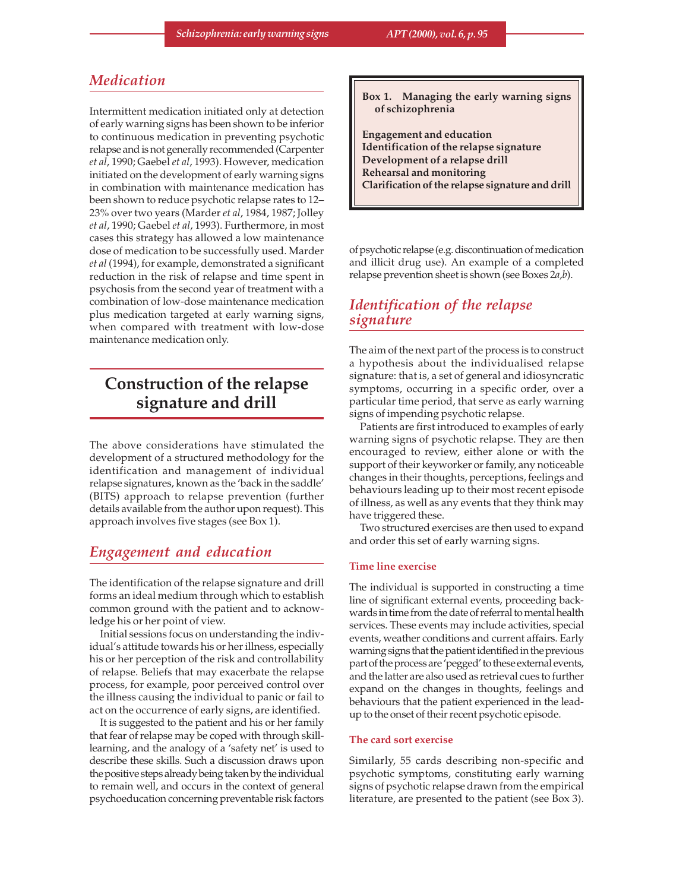## Medication

Intermittent medication initiated only at detection of early warning signs has been shown to be inferior to continuous medication in preventing psychotic relapse and is not generally recommended (Carpenter *et al*, 1990; Gaebel *et al*, 1993). However, medication initiated on the development of early warning signs in combination with maintenance medication has been shown to reduce psychotic relapse rates to 12–23% over two years (Marder *et al*, 1984, 1987; Jolley *et al*, 1990; Gaebel *et al*, 1993). Furthermore, in most cases this strategy has allowed a low maintenance dose of medication to be successfully used. Marder *et al* (1994), for example, demonstrated a significant reduction in the risk of relapse and time spent in psychosis from the second year of treatment with a combination of low-dose maintenance medication plus medication targeted at early warning signs, when compared with treatment with low-dose maintenance medication only.

# Construction of the relapse signature and drill

The above considerations have stimulated the development of a structured methodology for the identification and management of individual relapse signatures, known as the 'back in the saddle' (BITS) approach to relapse prevention (further details available from the author upon request). This approach involves five stages (see Box 1).

**Box 1. Managing the early warning signs of schizophrenia**

**Engagement and education**
**Identification of the relapse signature**
**Development of a relapse drill**
**Rehearsal and monitoring**
**Clarification of the relapse signature and drill**

## Engagement and education

The identification of the relapse signature and drill forms an ideal medium through which to establish common ground with the patient and to acknowledge his or her point of view.

Initial sessions focus on understanding the individual's attitude towards his or her illness, especially his or her perception of the risk and controllability of relapse. Beliefs that may exacerbate the relapse process, for example, poor perceived control over the illness causing the individual to panic or fail to act on the occurrence of early signs, are identified.

It is suggested to the patient and his or her family that fear of relapse may be coped with through skill-learning, and the analogy of a 'safety net' is used to describe these skills. Such a discussion draws upon the positive steps already being taken by the individual to remain well, and occurs in the context of general psychoeducation concerning preventable risk factors of psychotic relapse (e.g. discontinuation of medication and illicit drug use). An example of a completed relapse prevention sheet is shown (see Boxes 2*a*,*b*).

## Identification of the relapse signature

The aim of the next part of the process is to construct a hypothesis about the individualised relapse signature: that is, a set of general and idiosyncratic symptoms, occurring in a specific order, over a particular time period, that serve as early warning signs of impending psychotic relapse.

Patients are first introduced to examples of early warning signs of psychotic relapse. They are then encouraged to review, either alone or with the support of their keyworker or family, any noticeable changes in their thoughts, perceptions, feelings and behaviours leading up to their most recent episode of illness, as well as any events that they think may have triggered these.

Two structured exercises are then used to expand and order this set of early warning signs.

### Time line exercise

The individual is supported in constructing a time line of significant external events, proceeding backwards in time from the date of referral to mental health services. These events may include activities, special events, weather conditions and current affairs. Early warning signs that the patient identified in the previous part of the process are 'pegged' to these external events, and the latter are also used as retrieval cues to further expand on the changes in thoughts, feelings and behaviours that the patient experienced in the lead-up to the onset of their recent psychotic episode.

### The card sort exercise

Similarly, 55 cards describing non-specific and psychotic symptoms, constituting early warning signs of psychotic relapse drawn from the empirical literature, are presented to the patient (see Box 3).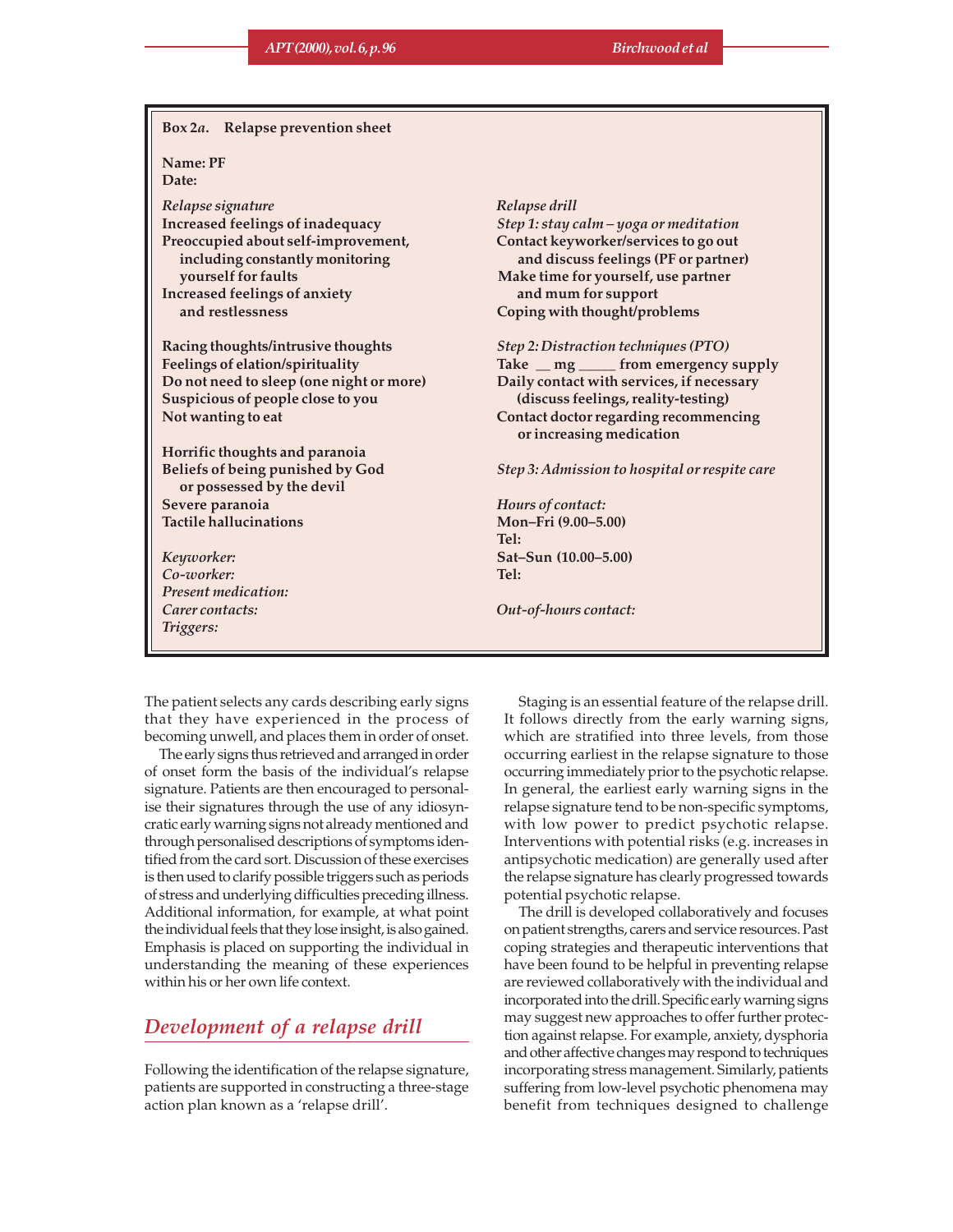**Box 2*a*. Relapse prevention sheet**

**Name: PF**
**Date:**

*Relapse signature*
**Increased feelings of inadequacy**
**Preoccupied about self-improvement, including constantly monitoring yourself for faults**
**Increased feelings of anxiety and restlessness**

**Racing thoughts/intrusive thoughts**
**Feelings of elation/spirituality**
**Do not need to sleep (one night or more)**
**Suspicious of people close to you**
**Not wanting to eat**

**Horrific thoughts and paranoia**
**Beliefs of being punished by God or possessed by the devil**
**Severe paranoia**
**Tactile hallucinations**

*Keyworker:*
*Co-worker:*
*Present medication:*
*Carer contacts:*
*Triggers:*

*Relapse drill*
*Step 1: stay calm – yoga or meditation*
**Contact keyworker/services to go out and discuss feelings (PF or partner)**
**Make time for yourself, use partner and mum for support**
**Coping with thought/problems**

*Step 2: Distraction techniques (PTO)*
**Take __ mg _____ from emergency supply**
**Daily contact with services, if necessary (discuss feelings, reality-testing)**
**Contact doctor regarding recommencing or increasing medication**

*Step 3: Admission to hospital or respite care*

*Hours of contact:*
**Mon–Fri (9.00–5.00)**
**Tel:**
**Sat–Sun (10.00–5.00)**
**Tel:**

*Out-of-hours contact:*

The patient selects any cards describing early signs that they have experienced in the process of becoming unwell, and places them in order of onset.

The early signs thus retrieved and arranged in order of onset form the basis of the individual's relapse signature. Patients are then encouraged to personalise their signatures through the use of any idiosyncratic early warning signs not already mentioned and through personalised descriptions of symptoms identified from the card sort. Discussion of these exercises is then used to clarify possible triggers such as periods of stress and underlying difficulties preceding illness. Additional information, for example, at what point the individual feels that they lose insight, is also gained. Emphasis is placed on supporting the individual in understanding the meaning of these experiences within his or her own life context.

## Development of a relapse drill

Following the identification of the relapse signature, patients are supported in constructing a three-stage action plan known as a 'relapse drill'.

Staging is an essential feature of the relapse drill. It follows directly from the early warning signs, which are stratified into three levels, from those occurring earliest in the relapse signature to those occurring immediately prior to the psychotic relapse. In general, the earliest early warning signs in the relapse signature tend to be non-specific symptoms, with low power to predict psychotic relapse. Interventions with potential risks (e.g. increases in antipsychotic medication) are generally used after the relapse signature has clearly progressed towards potential psychotic relapse.

The drill is developed collaboratively and focuses on patient strengths, carers and service resources. Past coping strategies and therapeutic interventions that have been found to be helpful in preventing relapse are reviewed collaboratively with the individual and incorporated into the drill. Specific early warning signs may suggest new approaches to offer further protection against relapse. For example, anxiety, dysphoria and other affective changes may respond to techniques incorporating stress management. Similarly, patients suffering from low-level psychotic phenomena may benefit from techniques designed to challenge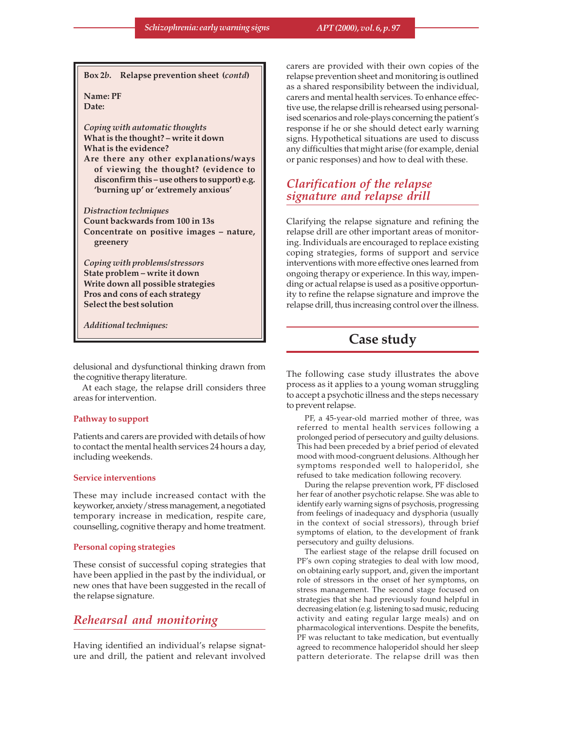> **Box 2*b*. Relapse prevention sheet (*contd*)**
>
> **Name: PF**
> **Date:**
>
> ***Coping with automatic thoughts***
> **What is the thought? – write it down**
> **What is the evidence?**
> **Are there any other explanations/ways of viewing the thought? (evidence to disconfirm this – use others to support) e.g. 'burning up' or 'extremely anxious'**
>
> ***Distraction techniques***
> **Count backwards from 100 in 13s**
> **Concentrate on positive images – nature, greenery**
>
> ***Coping with problems/stressors***
> **State problem – write it down**
> **Write down all possible strategies**
> **Pros and cons of each strategy**
> **Select the best solution**
>
> ***Additional techniques:***

delusional and dysfunctional thinking drawn from the cognitive therapy literature.

At each stage, the relapse drill considers three areas for intervention.

### Pathway to support

Patients and carers are provided with details of how to contact the mental health services 24 hours a day, including weekends.

### Service interventions

These may include increased contact with the keyworker, anxiety/stress management, a negotiated temporary increase in medication, respite care, counselling, cognitive therapy and home treatment.

### Personal coping strategies

These consist of successful coping strategies that have been applied in the past by the individual, or new ones that have been suggested in the recall of the relapse signature.

## *Rehearsal and monitoring*

Having identified an individual's relapse signature and drill, the patient and relevant involved carers are provided with their own copies of the relapse prevention sheet and monitoring is outlined as a shared responsibility between the individual, carers and mental health services. To enhance effective use, the relapse drill is rehearsed using personalised scenarios and role-plays concerning the patient's response if he or she should detect early warning signs. Hypothetical situations are used to discuss any difficulties that might arise (for example, denial or panic responses) and how to deal with these.

## *Clarification of the relapse signature and relapse drill*

Clarifying the relapse signature and refining the relapse drill are other important areas of monitoring. Individuals are encouraged to replace existing coping strategies, forms of support and service interventions with more effective ones learned from ongoing therapy or experience. In this way, impending or actual relapse is used as a positive opportunity to refine the relapse signature and improve the relapse drill, thus increasing control over the illness.

## Case study

The following case study illustrates the above process as it applies to a young woman struggling to accept a psychotic illness and the steps necessary to prevent relapse.

PF, a 45-year-old married mother of three, was referred to mental health services following a prolonged period of persecutory and guilty delusions. This had been preceded by a brief period of elevated mood with mood-congruent delusions. Although her symptoms responded well to haloperidol, she refused to take medication following recovery.

During the relapse prevention work, PF disclosed her fear of another psychotic relapse. She was able to identify early warning signs of psychosis, progressing from feelings of inadequacy and dysphoria (usually in the context of social stressors), through brief symptoms of elation, to the development of frank persecutory and guilty delusions.

The earliest stage of the relapse drill focused on PF's own coping strategies to deal with low mood, on obtaining early support, and, given the important role of stressors in the onset of her symptoms, on stress management. The second stage focused on strategies that she had previously found helpful in decreasing elation (e.g. listening to sad music, reducing activity and eating regular large meals) and on pharmacological interventions. Despite the benefits, PF was reluctant to take medication, but eventually agreed to recommence haloperidol should her sleep pattern deteriorate. The relapse drill was then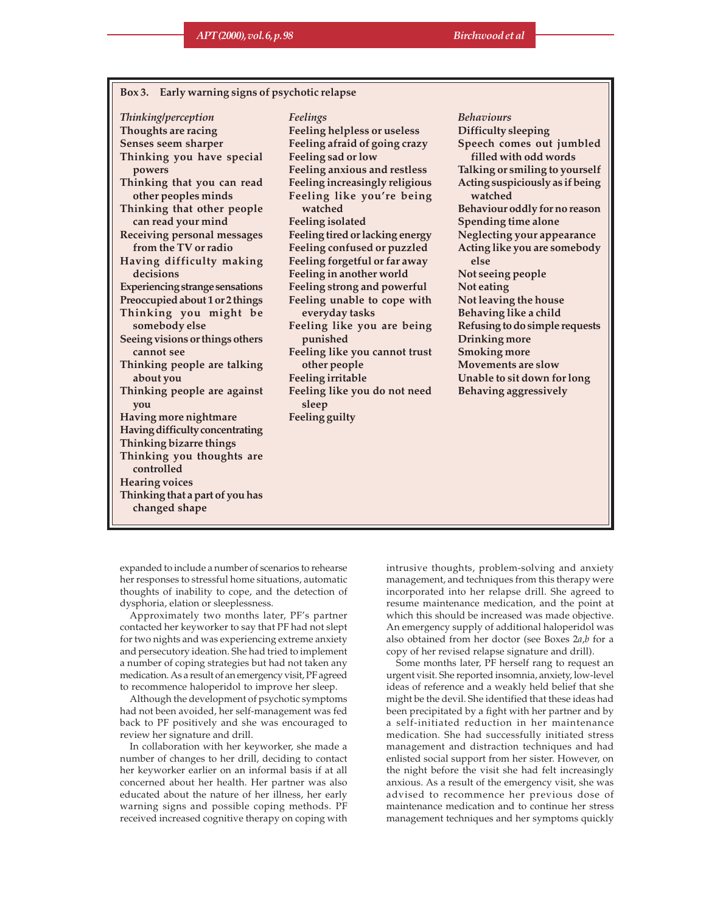**Box 3. Early warning signs of psychotic relapse**

| *Thinking/perception* | *Feelings* | *Behaviours* |
|---|---|---|
| Thoughts are racing | Feeling helpless or useless | Difficulty sleeping |
| Senses seem sharper | Feeling afraid of going crazy | Speech comes out jumbled filled with odd words |
| Thinking you have special powers | Feeling sad or low | Talking or smiling to yourself |
| Thinking that you can read other peoples minds | Feeling anxious and restless | Acting suspiciously as if being watched |
| Thinking that other people can read your mind | Feeling increasingly religious | Behaviour oddly for no reason |
| Receiving personal messages from the TV or radio | Feeling like you're being watched | Spending time alone |
| Having difficulty making decisions | Feeling isolated | Neglecting your appearance |
| Experiencing strange sensations | Feeling tired or lacking energy | Acting like you are somebody else |
| Preoccupied about 1 or 2 things | Feeling confused or puzzled | Not seeing people |
| Thinking you might be somebody else | Feeling forgetful or far away | Not eating |
| Seeing visions or things others cannot see | Feeling in another world | Not leaving the house |
| Thinking people are talking about you | Feeling strong and powerful | Behaving like a child |
| Thinking people are against you | Feeling unable to cope with everyday tasks | Refusing to do simple requests |
| Having more nightmare | Feeling like you are being punished | Drinking more |
| Having difficulty concentrating | Feeling like you cannot trust other people | Smoking more |
| Thinking bizarre things | Feeling irritable | Movements are slow |
| Thinking you thoughts are controlled | Feeling like you do not need sleep | Unable to sit down for long |
| Hearing voices | Feeling guilty | Behaving aggressively |
| Thinking that a part of you has changed shape | | |

expanded to include a number of scenarios to rehearse her responses to stressful home situations, automatic thoughts of inability to cope, and the detection of dysphoria, elation or sleeplessness.

Approximately two months later, PF's partner contacted her keyworker to say that PF had not slept for two nights and was experiencing extreme anxiety and persecutory ideation. She had tried to implement a number of coping strategies but had not taken any medication. As a result of an emergency visit, PF agreed to recommence haloperidol to improve her sleep.

Although the development of psychotic symptoms had not been avoided, her self-management was fed back to PF positively and she was encouraged to review her signature and drill.

In collaboration with her keyworker, she made a number of changes to her drill, deciding to contact her keyworker earlier on an informal basis if at all concerned about her health. Her partner was also educated about the nature of her illness, her early warning signs and possible coping methods. PF received increased cognitive therapy on coping with intrusive thoughts, problem-solving and anxiety management, and techniques from this therapy were incorporated into her relapse drill. She agreed to resume maintenance medication, and the point at which this should be increased was made objective. An emergency supply of additional haloperidol was also obtained from her doctor (see Boxes 2*a*,*b* for a copy of her revised relapse signature and drill).

Some months later, PF herself rang to request an urgent visit. She reported insomnia, anxiety, low-level ideas of reference and a weakly held belief that she might be the devil. She identified that these ideas had been precipitated by a fight with her partner and by a self-initiated reduction in her maintenance medication. She had successfully initiated stress management and distraction techniques and had enlisted social support from her sister. However, on the night before the visit she had felt increasingly anxious. As a result of the emergency visit, she was advised to recommence her previous dose of maintenance medication and to continue her stress management techniques and her symptoms quickly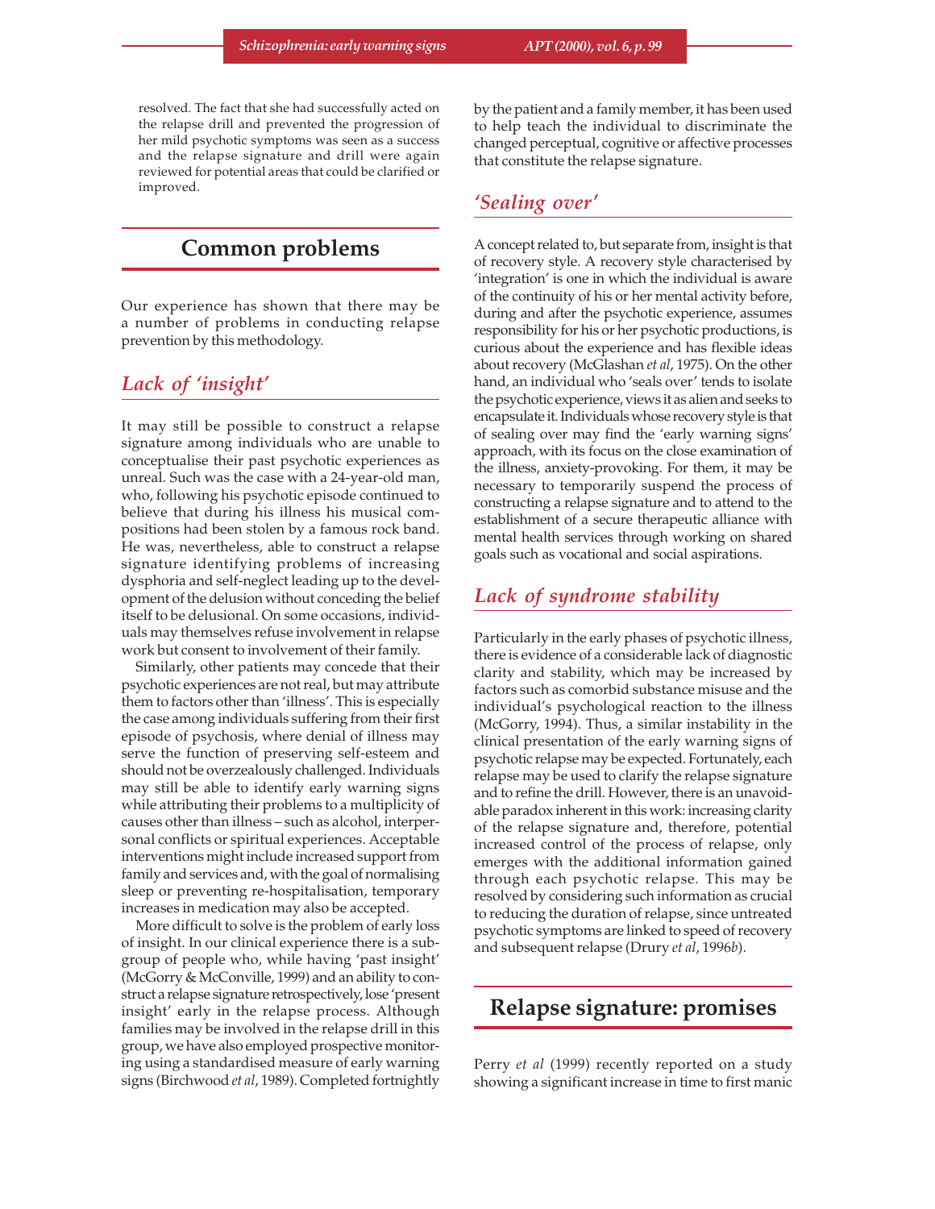resolved. The fact that she had successfully acted on the relapse drill and prevented the progression of her mild psychotic symptoms was seen as a success and the relapse signature and drill were again reviewed for potential areas that could be clarified or improved.

## Common problems

Our experience has shown that there may be a number of problems in conducting relapse prevention by this methodology.

### *Lack of 'insight'*

It may still be possible to construct a relapse signature among individuals who are unable to conceptualise their past psychotic experiences as unreal. Such was the case with a 24-year-old man, who, following his psychotic episode continued to believe that during his illness his musical compositions had been stolen by a famous rock band. He was, nevertheless, able to construct a relapse signature identifying problems of increasing dysphoria and self-neglect leading up to the development of the delusion without conceding the belief itself to be delusional. On some occasions, individuals may themselves refuse involvement in relapse work but consent to involvement of their family.

Similarly, other patients may concede that their psychotic experiences are not real, but may attribute them to factors other than 'illness'. This is especially the case among individuals suffering from their first episode of psychosis, where denial of illness may serve the function of preserving self-esteem and should not be overzealously challenged. Individuals may still be able to identify early warning signs while attributing their problems to a multiplicity of causes other than illness – such as alcohol, interpersonal conflicts or spiritual experiences. Acceptable interventions might include increased support from family and services and, with the goal of normalising sleep or preventing re-hospitalisation, temporary increases in medication may also be accepted.

More difficult to solve is the problem of early loss of insight. In our clinical experience there is a subgroup of people who, while having 'past insight' (McGorry & McConville, 1999) and an ability to construct a relapse signature retrospectively, lose 'present insight' early in the relapse process. Although families may be involved in the relapse drill in this group, we have also employed prospective monitoring using a standardised measure of early warning signs (Birchwood *et al*, 1989). Completed fortnightly by the patient and a family member, it has been used to help teach the individual to discriminate the changed perceptual, cognitive or affective processes that constitute the relapse signature.

### *'Sealing over'*

A concept related to, but separate from, insight is that of recovery style. A recovery style characterised by 'integration' is one in which the individual is aware of the continuity of his or her mental activity before, during and after the psychotic experience, assumes responsibility for his or her psychotic productions, is curious about the experience and has flexible ideas about recovery (McGlashan *et al*, 1975). On the other hand, an individual who 'seals over' tends to isolate the psychotic experience, views it as alien and seeks to encapsulate it. Individuals whose recovery style is that of sealing over may find the 'early warning signs' approach, with its focus on the close examination of the illness, anxiety-provoking. For them, it may be necessary to temporarily suspend the process of constructing a relapse signature and to attend to the establishment of a secure therapeutic alliance with mental health services through working on shared goals such as vocational and social aspirations.

### *Lack of syndrome stability*

Particularly in the early phases of psychotic illness, there is evidence of a considerable lack of diagnostic clarity and stability, which may be increased by factors such as comorbid substance misuse and the individual's psychological reaction to the illness (McGorry, 1994). Thus, a similar instability in the clinical presentation of the early warning signs of psychotic relapse may be expected. Fortunately, each relapse may be used to clarify the relapse signature and to refine the drill. However, there is an unavoidable paradox inherent in this work: increasing clarity of the relapse signature and, therefore, potential increased control of the process of relapse, only emerges with the additional information gained through each psychotic relapse. This may be resolved by considering such information as crucial to reducing the duration of relapse, since untreated psychotic symptoms are linked to speed of recovery and subsequent relapse (Drury *et al*, 1996*b*).

## Relapse signature: promises

Perry *et al* (1999) recently reported on a study showing a significant increase in time to first manic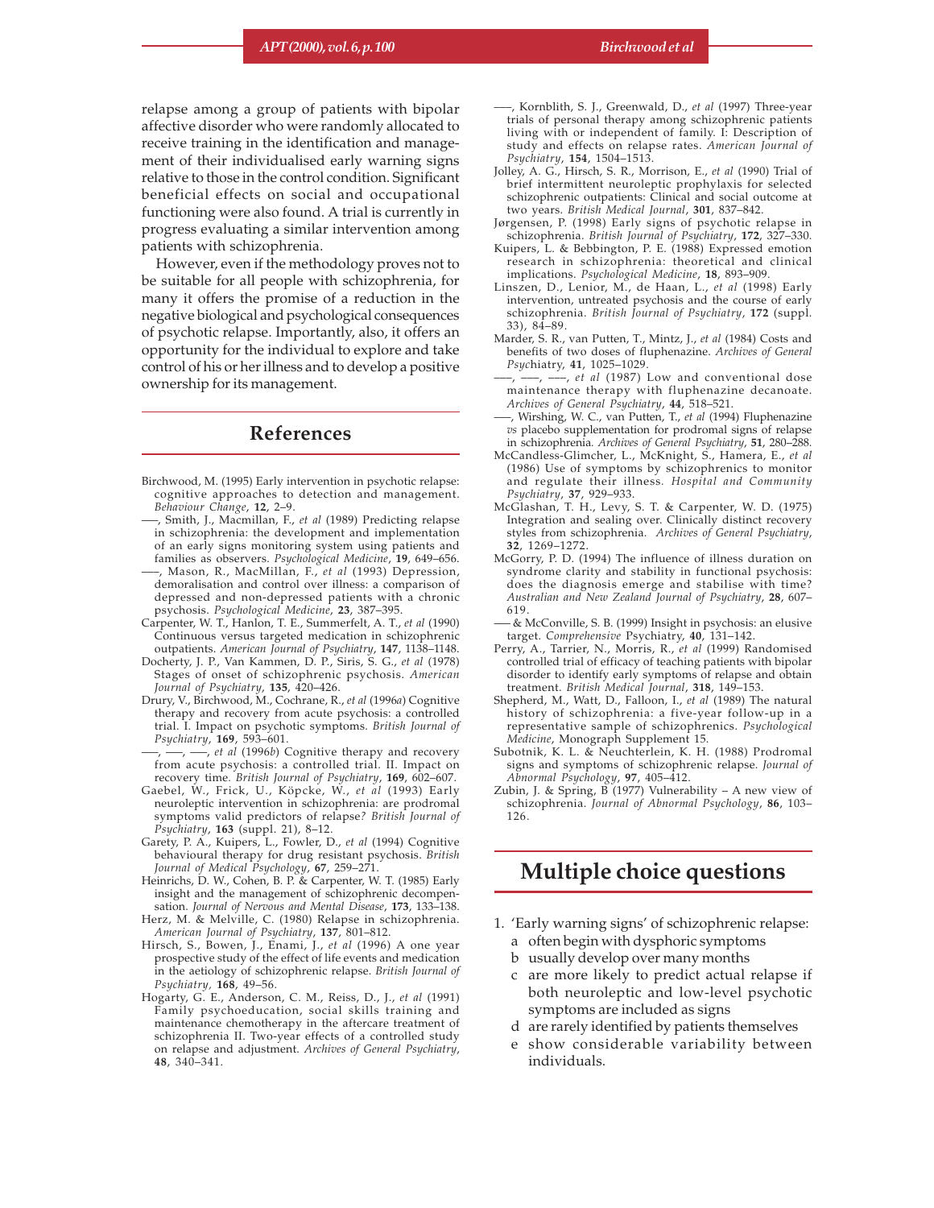relapse among a group of patients with bipolar affective disorder who were randomly allocated to receive training in the identification and management of their individualised early warning signs relative to those in the control condition. Significant beneficial effects on social and occupational functioning were also found. A trial is currently in progress evaluating a similar intervention among patients with schizophrenia.

However, even if the methodology proves not to be suitable for all people with schizophrenia, for many it offers the promise of a reduction in the negative biological and psychological consequences of psychotic relapse. Importantly, also, it offers an opportunity for the individual to explore and take control of his or her illness and to develop a positive ownership for its management.

## References

Birchwood, M. (1995) Early intervention in psychotic relapse: cognitive approaches to detection and management. *Behaviour Change*, **12**, 2–9.

—–, Smith, J., Macmillan, F., *et al* (1989) Predicting relapse in schizophrenia: the development and implementation of an early signs monitoring system using patients and families as observers. *Psychological Medicine*, **19**, 649–656.

—–, Mason, R., MacMillan, F., *et al* (1993) Depression, demoralisation and control over illness: a comparison of depressed and non-depressed patients with a chronic psychosis. *Psychological Medicine*, **23**, 387–395.

Carpenter, W. T., Hanlon, T. E., Summerfelt, A. T., *et al* (1990) Continuous versus targeted medication in schizophrenic outpatients. *American Journal of Psychiatry*, **147**, 1138–1148.

Docherty, J. P., Van Kammen, D. P., Siris, S. G., *et al* (1978) Stages of onset of schizophrenic psychosis. *American Journal of Psychiatry*, **135**, 420–426.

Drury, V., Birchwood, M., Cochrane, R., *et al* (1996*a*) Cognitive therapy and recovery from acute psychosis: a controlled trial. I. Impact on psychotic symptoms. *British Journal of Psychiatry*, **169**, 593–601.

—–, —–, —–, *et al* (1996*b*) Cognitive therapy and recovery from acute psychosis: a controlled trial. II. Impact on recovery time. *British Journal of Psychiatry*, **169**, 602–607.

Gaebel, W., Frick, U., Köpcke, W., *et al* (1993) Early neuroleptic intervention in schizophrenia: are prodromal symptoms valid predictors of relapse? *British Journal of Psychiatry*, **163** (suppl. 21), 8–12.

Garety, P. A., Kuipers, L., Fowler, D., *et al* (1994) Cognitive behavioural therapy for drug resistant psychosis. *British Journal of Medical Psychology*, **67**, 259–271.

Heinrichs, D. W., Cohen, B. P. & Carpenter, W. T. (1985) Early insight and the management of schizophrenic decompensation. *Journal of Nervous and Mental Disease*, **173**, 133–138.

Herz, M. & Melville, C. (1980) Relapse in schizophrenia. *American Journal of Psychiatry*, **137**, 801–812.

Hirsch, S., Bowen, J., Enami, J., *et al* (1996) A one year prospective study of the effect of life events and medication in the aetiology of schizophrenic relapse. *British Journal of Psychiatry*, **168**, 49–56.

Hogarty, G. E., Anderson, C. M., Reiss, D., J., *et al* (1991) Family psychoeducation, social skills training and maintenance chemotherapy in the aftercare treatment of schizophrenia II. Two-year effects of a controlled study on relapse and adjustment. *Archives of General Psychiatry*, **48**, 340–341.

—–, Kornblith, S. J., Greenwald, D., *et al* (1997) Three-year trials of personal therapy among schizophrenic patients living with or independent of family. I: Description of study and effects on relapse rates. *American Journal of Psychiatry*, **154**, 1504–1513.

Jolley, A. G., Hirsch, S. R., Morrison, E., *et al* (1990) Trial of brief intermittent neuroleptic prophylaxis for selected schizophrenic outpatients: Clinical and social outcome at two years. *British Medical Journal*, **301**, 837–842.

Jørgensen, P. (1998) Early signs of psychotic relapse in schizophrenia. *British Journal of Psychiatry*, **172**, 327–330.

Kuipers, L. & Bebbington, P. E. (1988) Expressed emotion research in schizophrenia: theoretical and clinical implications. *Psychological Medicine*, **18**, 893–909.

Linszen, D., Lenior, M., de Haan, L., *et al* (1998) Early intervention, untreated psychosis and the course of early schizophrenia. *British Journal of Psychiatry*, **172** (suppl. 33), 84–89.

Marder, S. R., van Putten, T., Mintz, J., *et al* (1984) Costs and benefits of two doses of fluphenazine. *Archives of General Psychiatry*, **41**, 1025–1029.

—–, —–, —–, *et al* (1987) Low and conventional dose maintenance therapy with fluphenazine decanoate. *Archives of General Psychiatry*, **44**, 518–521.

—–, Wirshing, W. C., van Putten, T., *et al* (1994) Fluphenazine *vs* placebo supplementation for prodromal signs of relapse in schizophrenia. *Archives of General Psychiatry*, **51**, 280–288.

McCandless-Glimcher, L., McKnight, S., Hamera, E., *et al* (1986) Use of symptoms by schizophrenics to monitor and regulate their illness. *Hospital and Community Psychiatry*, **37**, 929–933.

McGlashan, T. H., Levy, S. T. & Carpenter, W. D. (1975) Integration and sealing over. Clinically distinct recovery styles from schizophrenia. *Archives of General Psychiatry*, **32**, 1269–1272.

McGorry, P. D. (1994) The influence of illness duration on syndrome clarity and stability in functional psychosis: does the diagnosis emerge and stabilise with time? *Australian and New Zealand Journal of Psychiatry*, **28**, 607–619.

—– & McConville, S. B. (1999) Insight in psychosis: an elusive target. *Comprehensive* Psychiatry, **40**, 131–142.

Perry, A., Tarrier, N., Morris, R., *et al* (1999) Randomised controlled trial of efficacy of teaching patients with bipolar disorder to identify early symptoms of relapse and obtain treatment. *British Medical Journal*, **318**, 149–153.

Shepherd, M., Watt, D., Falloon, I., *et al* (1989) The natural history of schizophrenia: a five-year follow-up in a representative sample of schizophrenics. *Psychological Medicine*, Monograph Supplement 15.

Subotnik, K. L. & Neuchterlein, K. H. (1988) Prodromal signs and symptoms of schizophrenic relapse. *Journal of Abnormal Psychology*, **97**, 405–412.

Zubin, J. & Spring, B (1977) Vulnerability – A new view of schizophrenia. *Journal of Abnormal Psychology*, **86**, 103–126.

## Multiple choice questions

1. 'Early warning signs' of schizophrenic relapse:
   - a often begin with dysphoric symptoms
   - b usually develop over many months
   - c are more likely to predict actual relapse if both neuroleptic and low-level psychotic symptoms are included as signs
   - d are rarely identified by patients themselves
   - e show considerable variability between individuals.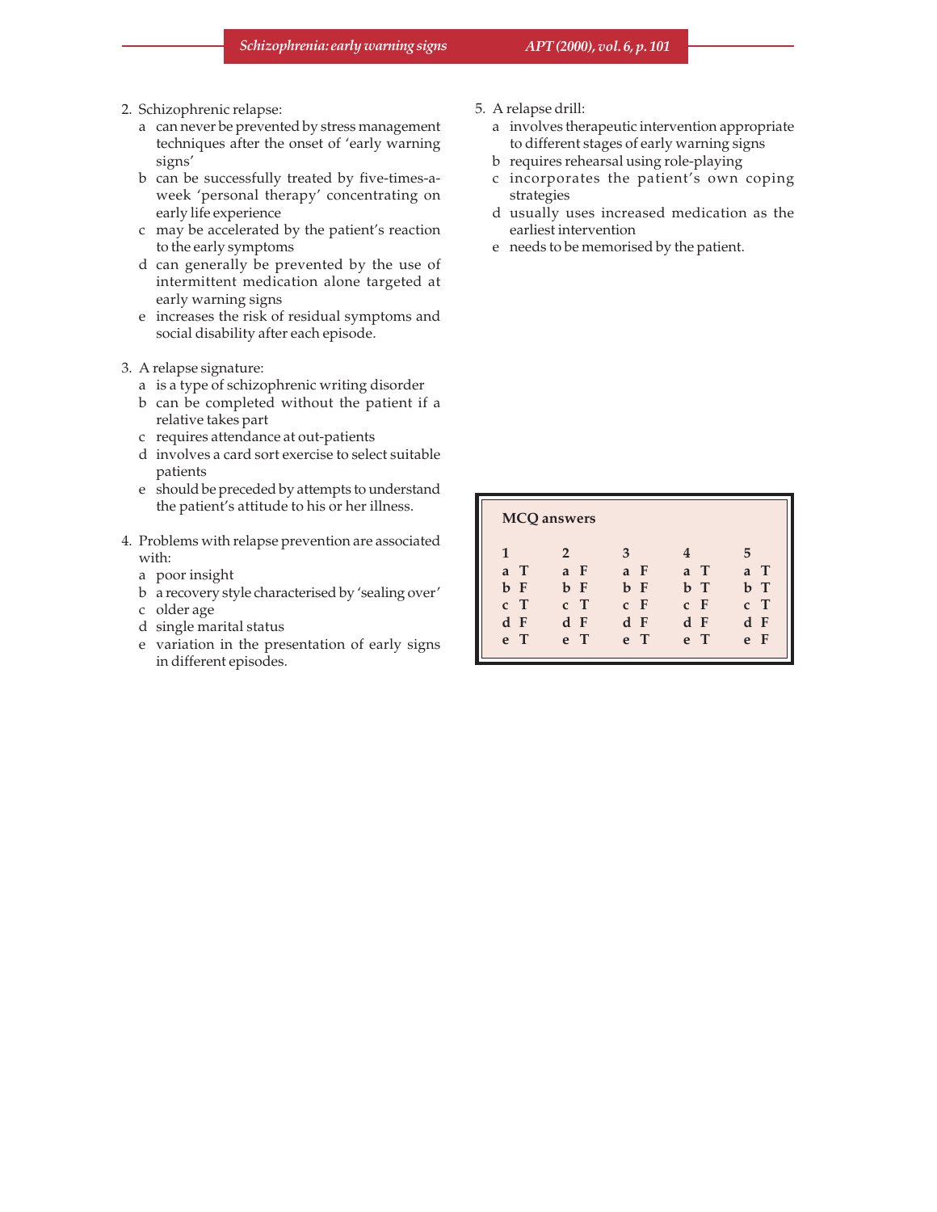2. Schizophrenic relapse:
   a can never be prevented by stress management techniques after the onset of 'early warning signs'
   b can be successfully treated by five-times-a-week 'personal therapy' concentrating on early life experience
   c may be accelerated by the patient's reaction to the early symptoms
   d can generally be prevented by the use of intermittent medication alone targeted at early warning signs
   e increases the risk of residual symptoms and social disability after each episode.

3. A relapse signature:
   a is a type of schizophrenic writing disorder
   b can be completed without the patient if a relative takes part
   c requires attendance at out-patients
   d involves a card sort exercise to select suitable patients
   e should be preceded by attempts to understand the patient's attitude to his or her illness.

4. Problems with relapse prevention are associated with:
   a poor insight
   b a recovery style characterised by 'sealing over'
   c older age
   d single marital status
   e variation in the presentation of early signs in different episodes.

5. A relapse drill:
   a involves therapeutic intervention appropriate to different stages of early warning signs
   b requires rehearsal using role-playing
   c incorporates the patient's own coping strategies
   d usually uses increased medication as the earliest intervention
   e needs to be memorised by the patient.

**MCQ answers**

| 1 | 2 | 3 | 4 | 5 |
|---|---|---|---|---|
| a T | a F | a F | a T | a T |
| b F | b F | b F | b T | b T |
| c T | c T | c F | c F | c T |
| d F | d F | d F | d F | d F |
| e T | e T | e T | e T | e F |